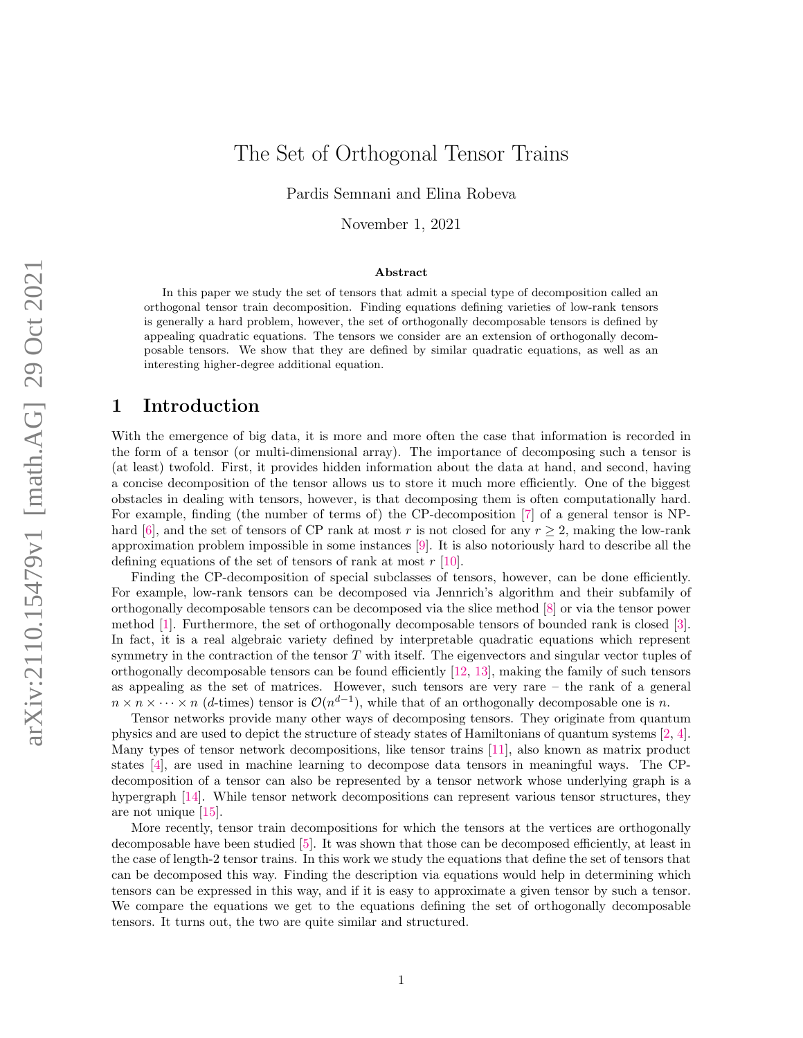# The Set of Orthogonal Tensor Trains

Pardis Semnani and Elina Robeva

November 1, 2021

### Abstract

In this paper we study the set of tensors that admit a special type of decomposition called an orthogonal tensor train decomposition. Finding equations defining varieties of low-rank tensors is generally a hard problem, however, the set of orthogonally decomposable tensors is defined by appealing quadratic equations. The tensors we consider are an extension of orthogonally decomposable tensors. We show that they are defined by similar quadratic equations, as well as an interesting higher-degree additional equation.

## 1 Introduction

With the emergence of big data, it is more and more often the case that information is recorded in the form of a tensor (or multi-dimensional array). The importance of decomposing such a tensor is (at least) twofold. First, it provides hidden information about the data at hand, and second, having a concise decomposition of the tensor allows us to store it much more efficiently. One of the biggest obstacles in dealing with tensors, however, is that decomposing them is often computationally hard. For example, finding (the number of terms of) the CP-decomposition [7] of a general tensor is NP-hard [6], and the set of tensors of CP rank at most $r$ is not closed for any $r \geq 2$, making the low-rank approximation problem impossible in some instances [9]. It is also notoriously hard to describe all the defining equations of the set of tensors of rank at most $r$ [10].

Finding the CP-decomposition of special subclasses of tensors, however, can be done efficiently. For example, low-rank tensors can be decomposed via Jennrich's algorithm and their subfamily of orthogonally decomposable tensors can be decomposed via the slice method [8] or via the tensor power method [1]. Furthermore, the set of orthogonally decomposable tensors of bounded rank is closed [3]. In fact, it is a real algebraic variety defined by interpretable quadratic equations which represent symmetry in the contraction of the tensor $T$ with itself. The eigenvectors and singular vector tuples of orthogonally decomposable tensors can be found efficiently [12, 13], making the family of such tensors as appealing as the set of matrices. However, such tensors are very rare – the rank of a general $n \times n \times \cdots \times n$ ($d$-times) tensor is $\mathcal{O}(n^{d-1})$, while that of an orthogonally decomposable one is $n$.

Tensor networks provide many other ways of decomposing tensors. They originate from quantum physics and are used to depict the structure of steady states of Hamiltonians of quantum systems [2, 4]. Many types of tensor network decompositions, like tensor trains [11], also known as matrix product states [4], are used in machine learning to decompose data tensors in meaningful ways. The CP-decomposition of a tensor can also be represented by a tensor network whose underlying graph is a hypergraph [14]. While tensor network decompositions can represent various tensor structures, they are not unique [15].

More recently, tensor train decompositions for which the tensors at the vertices are orthogonally decomposable have been studied [5]. It was shown that those can be decomposed efficiently, at least in the case of length-2 tensor trains. In this work we study the equations that define the set of tensors that can be decomposed this way. Finding the description via equations would help in determining which tensors can be expressed in this way, and if it is easy to approximate a given tensor by such a tensor. We compare the equations we get to the equations defining the set of orthogonally decomposable tensors. It turns out, the two are quite similar and structured.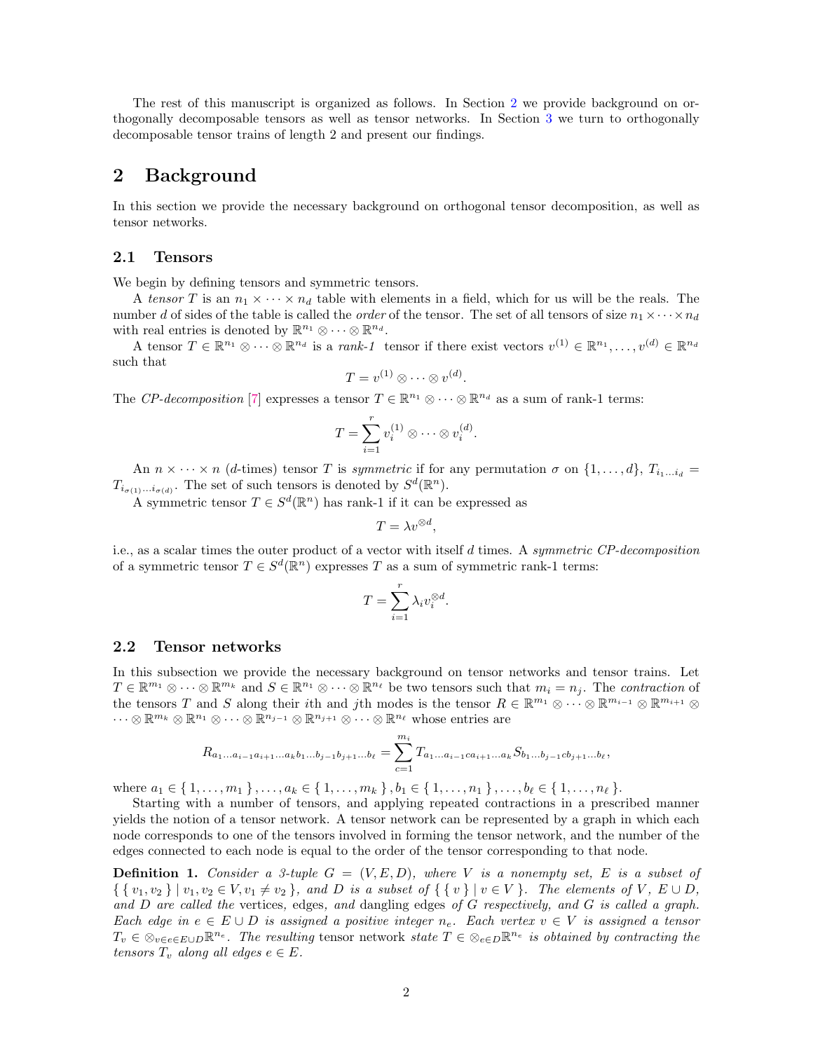The rest of this manuscript is organized as follows. In Section 2 we provide background on orthogonally decomposable tensors as well as tensor networks. In Section 3 we turn to orthogonally decomposable tensor trains of length 2 and present our findings.

## 2 Background

In this section we provide the necessary background on orthogonal tensor decomposition, as well as tensor networks.

### 2.1 Tensors

We begin by defining tensors and symmetric tensors.

A *tensor* $T$ is an $n_1 \times \cdots \times n_d$ table with elements in a field, which for us will be the reals. The number $d$ of sides of the table is called the *order* of the tensor. The set of all tensors of size $n_1 \times \cdots \times n_d$ with real entries is denoted by $\mathbb{R}^{n_1} \otimes \cdots \otimes \mathbb{R}^{n_d}$.

A tensor $T \in \mathbb{R}^{n_1} \otimes \cdots \otimes \mathbb{R}^{n_d}$ is a *rank-1* tensor if there exist vectors $v^{(1)} \in \mathbb{R}^{n_1}, \ldots, v^{(d)} \in \mathbb{R}^{n_d}$ such that

$$T = v^{(1)} \otimes \cdots \otimes v^{(d)}.$$

The *CP-decomposition* [7] expresses a tensor $T \in \mathbb{R}^{n_1} \otimes \cdots \otimes \mathbb{R}^{n_d}$ as a sum of rank-1 terms:

$$T = \sum_{i=1}^{r} v_i^{(1)} \otimes \cdots \otimes v_i^{(d)}.$$

An $n \times \cdots \times n$ ($d$-times) tensor $T$ is *symmetric* if for any permutation $\sigma$ on $\{1, \ldots, d\}$, $T_{i_1 \ldots i_d} = T_{i_{\sigma(1)} \ldots i_{\sigma(d)}}$. The set of such tensors is denoted by $S^d(\mathbb{R}^n)$.

A symmetric tensor $T \in S^d(\mathbb{R}^n)$ has rank-1 if it can be expressed as

$$T = \lambda v^{\otimes d},$$

i.e., as a scalar times the outer product of a vector with itself $d$ times. A *symmetric CP-decomposition* of a symmetric tensor $T \in S^d(\mathbb{R}^n)$ expresses $T$ as a sum of symmetric rank-1 terms:

$$T = \sum_{i=1}^{r} \lambda_i v_i^{\otimes d}.$$

### 2.2 Tensor networks

In this subsection we provide the necessary background on tensor networks and tensor trains. Let $T \in \mathbb{R}^{m_1} \otimes \cdots \otimes \mathbb{R}^{m_k}$ and $S \in \mathbb{R}^{n_1} \otimes \cdots \otimes \mathbb{R}^{n_\ell}$ be two tensors such that $m_i = n_j$. The *contraction* of the tensors $T$ and $S$ along their $i$th and $j$th modes is the tensor $R \in \mathbb{R}^{m_1} \otimes \cdots \otimes \mathbb{R}^{m_{i-1}} \otimes \mathbb{R}^{m_{i+1}} \otimes \cdots \otimes \mathbb{R}^{m_k} \otimes \mathbb{R}^{n_1} \otimes \cdots \otimes \mathbb{R}^{n_{j-1}} \otimes \mathbb{R}^{n_{j+1}} \otimes \cdots \otimes \mathbb{R}^{n_\ell}$ whose entries are

$$R_{a_1 \ldots a_{i-1} a_{i+1} \ldots a_k b_1 \ldots b_{j-1} b_{j+1} \ldots b_\ell} = \sum_{c=1}^{m_i} T_{a_1 \ldots a_{i-1} c a_{i+1} \ldots a_k} S_{b_1 \ldots b_{j-1} c b_{j+1} \ldots b_\ell},$$

where $a_1 \in \{1, \ldots, m_1\}, \ldots, a_k \in \{1, \ldots, m_k\}, b_1 \in \{1, \ldots, n_1\}, \ldots, b_\ell \in \{1, \ldots, n_\ell\}$.

Starting with a number of tensors, and applying repeated contractions in a prescribed manner yields the notion of a tensor network. A tensor network can be represented by a graph in which each node corresponds to one of the tensors involved in forming the tensor network, and the number of the edges connected to each node is equal to the order of the tensor corresponding to that node.

**Definition 1.** *Consider a 3-tuple $G = (V, E, D)$, where $V$ is a nonempty set, $E$ is a subset of $\{\{v_1, v_2\} \mid v_1, v_2 \in V, v_1 \neq v_2\}$, and $D$ is a subset of $\{\{v\} \mid v \in V\}$. The elements of $V$, $E \cup D$, and $D$ are called the* vertices, edges, *and* dangling edges *of $G$ respectively, and $G$ is called a graph. Each edge in $e \in E \cup D$ is assigned a positive integer $n_e$. Each vertex $v \in V$ is assigned a tensor $T_v \in \otimes_{v \in e \in E \cup D} \mathbb{R}^{n_e}$. The resulting* tensor network *state $T \in \otimes_{e \in D} \mathbb{R}^{n_e}$ is obtained by contracting the tensors $T_v$ along all edges $e \in E$.*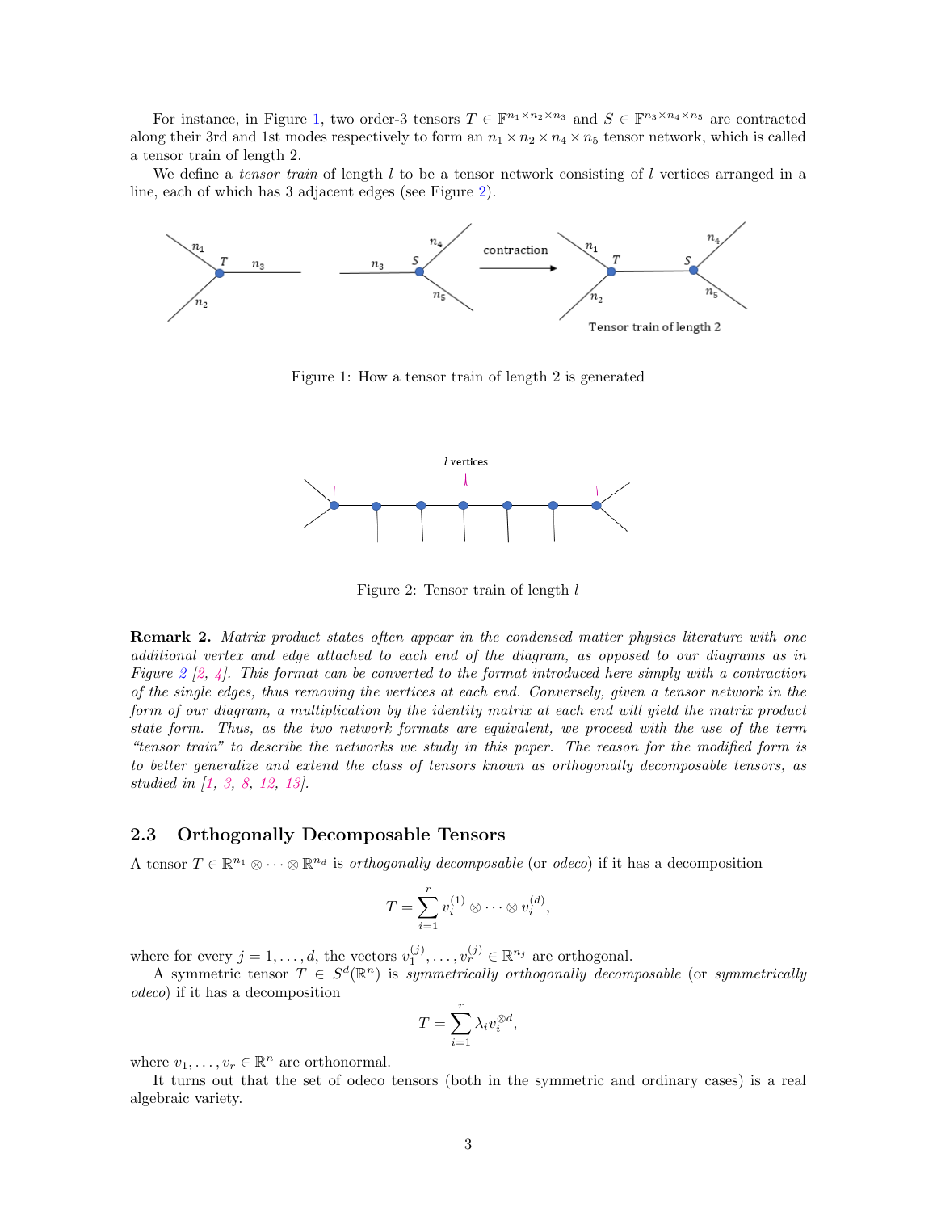For instance, in Figure 1, two order-3 tensors $T \in \mathbb{F}^{n_1 \times n_2 \times n_3}$ and $S \in \mathbb{F}^{n_3 \times n_4 \times n_5}$ are contracted along their 3rd and 1st modes respectively to form an $n_1 \times n_2 \times n_4 \times n_5$ tensor network, which is called a tensor train of length 2.

We define a *tensor train* of length $l$ to be a tensor network consisting of $l$ vertices arranged in a line, each of which has 3 adjacent edges (see Figure 2).

Figure 1: How a tensor train of length 2 is generated

Figure 2: Tensor train of length $l$

**Remark 2.** *Matrix product states often appear in the condensed matter physics literature with one additional vertex and edge attached to each end of the diagram, as opposed to our diagrams as in Figure 2 [2, 4]. This format can be converted to the format introduced here simply with a contraction of the single edges, thus removing the vertices at each end. Conversely, given a tensor network in the form of our diagram, a multiplication by the identity matrix at each end will yield the matrix product state form. Thus, as the two network formats are equivalent, we proceed with the use of the term "tensor train" to describe the networks we study in this paper. The reason for the modified form is to better generalize and extend the class of tensors known as orthogonally decomposable tensors, as studied in [1, 3, 8, 12, 13].*

### 2.3 Orthogonally Decomposable Tensors

A tensor $T \in \mathbb{R}^{n_1} \otimes \cdots \otimes \mathbb{R}^{n_d}$ is *orthogonally decomposable* (or *odeco*) if it has a decomposition

$$T = \sum_{i=1}^{r} v_i^{(1)} \otimes \cdots \otimes v_i^{(d)},$$

where for every $j = 1, \ldots, d$, the vectors $v_1^{(j)}, \ldots, v_r^{(j)} \in \mathbb{R}^{n_j}$ are orthogonal.

A symmetric tensor $T \in S^d(\mathbb{R}^n)$ is *symmetrically orthogonally decomposable* (or *symmetrically odeco*) if it has a decomposition

$$T = \sum_{i=1}^{r} \lambda_i v_i^{\otimes d},$$

where $v_1, \ldots, v_r \in \mathbb{R}^n$ are orthonormal.

It turns out that the set of odeco tensors (both in the symmetric and ordinary cases) is a real algebraic variety.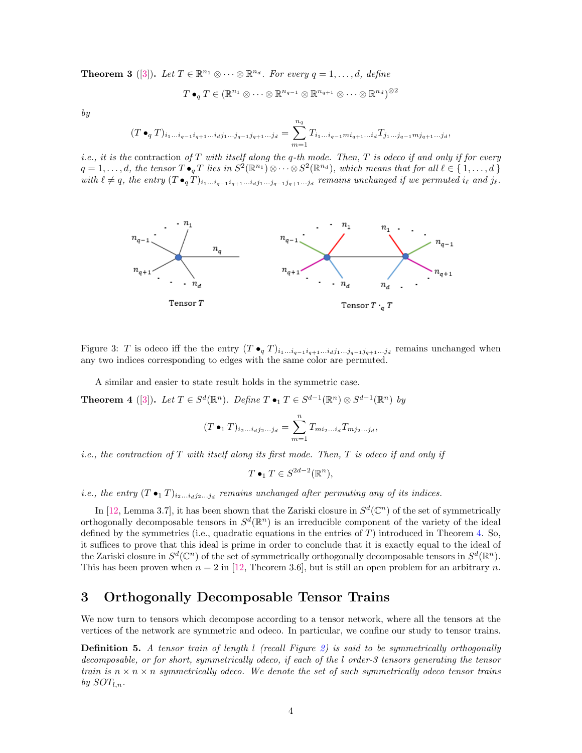**Theorem 3** ([3]). *Let $T \in \mathbb{R}^{n_1} \otimes \cdots \otimes \mathbb{R}^{n_d}$. For every $q = 1, \ldots, d$, define*

$$T \bullet_q T \in (\mathbb{R}^{n_1} \otimes \cdots \otimes \mathbb{R}^{n_{q-1}} \otimes \mathbb{R}^{n_{q+1}} \otimes \cdots \otimes \mathbb{R}^{n_d})^{\otimes 2}$$

*by*

$$(T \bullet_q T)_{i_1 \ldots i_{q-1} i_{q+1} \ldots i_d j_1 \ldots j_{q-1} j_{q+1} \ldots j_d} = \sum_{m=1}^{n_q} T_{i_1 \ldots i_{q-1} m i_{q+1} \ldots i_d} T_{j_1 \ldots j_{q-1} m j_{q+1} \ldots j_d},$$

*i.e., it is the* contraction *of $T$ with itself along the $q$-th mode. Then, $T$ is odeco if and only if for every $q = 1, \ldots, d$, the tensor $T \bullet_q T$ lies in $S^2(\mathbb{R}^{n_1}) \otimes \cdots \otimes S^2(\mathbb{R}^{n_d})$, which means that for all $\ell \in \{1, \ldots, d\}$ with $\ell \neq q$, the entry $(T \bullet_q T)_{i_1 \ldots i_{q-1} i_{q+1} \ldots i_d j_1 \ldots j_{q-1} j_{q+1} \ldots j_d}$ remains unchanged if we permuted $i_\ell$ and $j_\ell$.*

Figure 3: $T$ is odeco iff the the entry $(T \bullet_q T)_{i_1 \ldots i_{q-1} i_{q+1} \ldots i_d j_1 \ldots j_{q-1} j_{q+1} \ldots j_d}$ remains unchanged when any two indices corresponding to edges with the same color are permuted.

A similar and easier to state result holds in the symmetric case.

**Theorem 4** ([3]). *Let $T \in S^d(\mathbb{R}^n)$. Define $T \bullet_1 T \in S^{d-1}(\mathbb{R}^n) \otimes S^{d-1}(\mathbb{R}^n)$ by*

$$(T \bullet_1 T)_{i_2 \ldots i_d j_2 \ldots j_d} = \sum_{m=1}^{n} T_{m i_2 \ldots i_d} T_{m j_2 \ldots j_d},$$

*i.e., the contraction of $T$ with itself along its first mode. Then, $T$ is odeco if and only if*

$$T \bullet_1 T \in S^{2d-2}(\mathbb{R}^n),$$

*i.e., the entry $(T \bullet_1 T)_{i_2 \ldots i_d j_2 \ldots j_d}$ remains unchanged after permuting any of its indices.*

In [12, Lemma 3.7], it has been shown that the Zariski closure in $S^d(\mathbb{C}^n)$ of the set of symmetrically orthogonally decomposable tensors in $S^d(\mathbb{R}^n)$ is an irreducible component of the variety of the ideal defined by the symmetries (i.e., quadratic equations in the entries of $T$) introduced in Theorem 4. So, it suffices to prove that this ideal is prime in order to conclude that it is exactly equal to the ideal of the Zariski closure in $S^d(\mathbb{C}^n)$ of the set of symmetrically orthogonally decomposable tensors in $S^d(\mathbb{R}^n)$. This has been proven when $n = 2$ in [12, Theorem 3.6], but is still an open problem for an arbitrary $n$.

# 3 Orthogonally Decomposable Tensor Trains

We now turn to tensors which decompose according to a tensor network, where all the tensors at the vertices of the network are symmetric and odeco. In particular, we confine our study to tensor trains.

**Definition 5.** *A tensor train of length $l$ (recall Figure 2) is said to be symmetrically orthogonally decomposable, or for short, symmetrically odeco, if each of the $l$ order-3 tensors generating the tensor train is $n \times n \times n$ symmetrically odeco. We denote the set of such symmetrically odeco tensor trains by $SOT_{l,n}$.*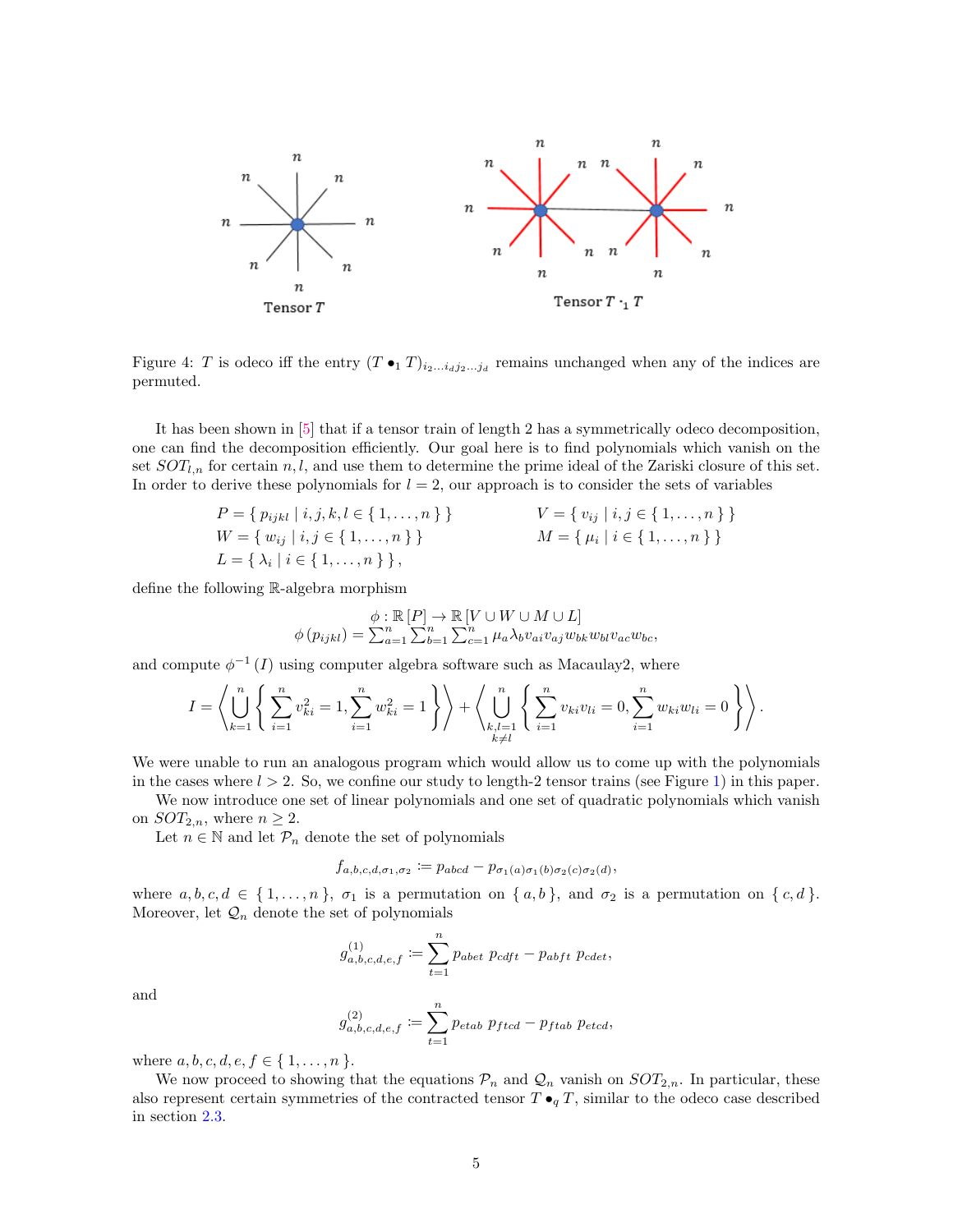Figure 4: $T$ is odeco iff the entry $(T \bullet_1 T)_{i_2 \ldots i_d j_2 \ldots j_d}$ remains unchanged when any of the indices are permuted.

It has been shown in [5] that if a tensor train of length 2 has a symmetrically odeco decomposition, one can find the decomposition efficiently. Our goal here is to find polynomials which vanish on the set $SOT_{l,n}$ for certain $n, l$, and use them to determine the prime ideal of the Zariski closure of this set. In order to derive these polynomials for $l = 2$, our approach is to consider the sets of variables

$$
\begin{aligned}
P &= \{ p_{ijkl} \mid i,j,k,l \in \{ 1,\ldots,n \} \} \qquad & V &= \{ v_{ij} \mid i,j \in \{ 1,\ldots,n \} \} \\
W &= \{ w_{ij} \mid i,j \in \{ 1,\ldots,n \} \} \qquad & M &= \{ \mu_i \mid i \in \{ 1,\ldots,n \} \} \\
L &= \{ \lambda_i \mid i \in \{ 1,\ldots,n \} \},
\end{aligned}
$$

define the following $\mathbb{R}$-algebra morphism

$$
\begin{gathered}
\phi : \mathbb{R}[P] \to \mathbb{R}[V \cup W \cup M \cup L] \\
\phi(p_{ijkl}) = \sum_{a=1}^n \sum_{b=1}^n \sum_{c=1}^n \mu_a \lambda_b v_{ai} v_{aj} w_{bk} w_{bl} v_{ac} w_{bc},
\end{gathered}
$$

and compute $\phi^{-1}(I)$ using computer algebra software such as Macaulay2, where

$$
I = \left\langle \bigcup_{k=1}^{n} \left\{ \sum_{i=1}^{n} v_{ki}^2 = 1, \sum_{i=1}^{n} w_{ki}^2 = 1 \right\} \right\rangle + \left\langle \bigcup_{\substack{k,l=1 \\ k \neq l}}^{n} \left\{ \sum_{i=1}^{n} v_{ki} v_{li} = 0, \sum_{i=1}^{n} w_{ki} w_{li} = 0 \right\} \right\rangle.
$$

We were unable to run an analogous program which would allow us to come up with the polynomials in the cases where $l > 2$. So, we confine our study to length-2 tensor trains (see Figure 1) in this paper.

We now introduce one set of linear polynomials and one set of quadratic polynomials which vanish on $SOT_{2,n}$, where $n \geq 2$.

Let $n \in \mathbb{N}$ and let $\mathcal{P}_n$ denote the set of polynomials

$$
f_{a,b,c,d,\sigma_1,\sigma_2} := p_{abcd} - p_{\sigma_1(a)\sigma_1(b)\sigma_2(c)\sigma_2(d)},
$$

where $a, b, c, d \in \{ 1, \ldots, n \}$, $\sigma_1$ is a permutation on $\{ a, b \}$, and $\sigma_2$ is a permutation on $\{ c, d \}$. Moreover, let $\mathcal{Q}_n$ denote the set of polynomials

$$
g^{(1)}_{a,b,c,d,e,f} := \sum_{t=1}^{n} p_{abet}\, p_{cdft} - p_{abft}\, p_{cdet},
$$

and

$$
g^{(2)}_{a,b,c,d,e,f} := \sum_{t=1}^{n} p_{etab}\, p_{ftcd} - p_{ftab}\, p_{etcd},
$$

where $a, b, c, d, e, f \in \{ 1, \ldots, n \}$.

We now proceed to showing that the equations $\mathcal{P}_n$ and $\mathcal{Q}_n$ vanish on $SOT_{2,n}$. In particular, these also represent certain symmetries of the contracted tensor $T \bullet_q T$, similar to the odeco case described in section 2.3.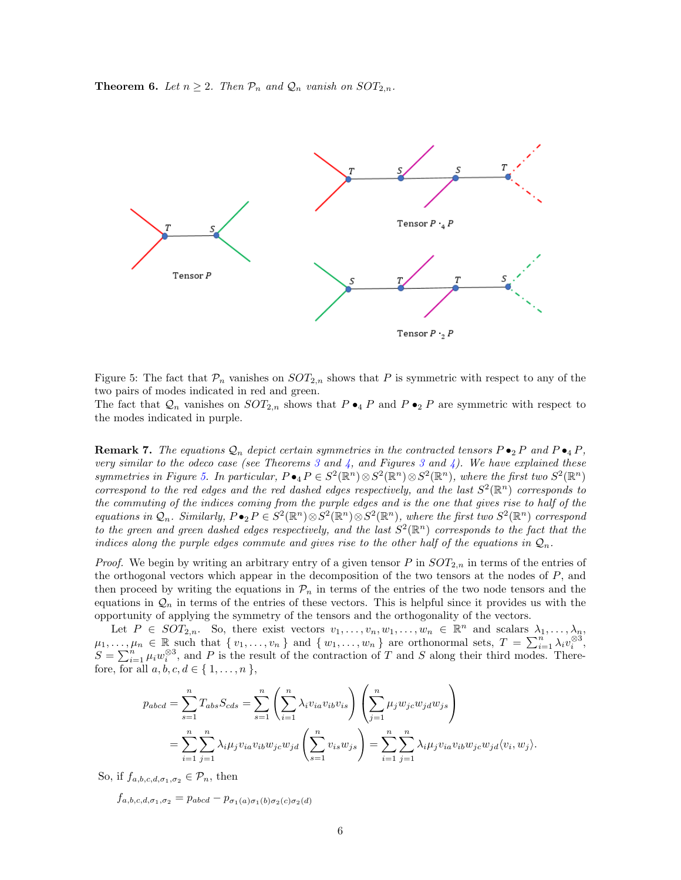**Theorem 6.** *Let $n \geq 2$. Then $\mathcal{P}_n$ and $\mathcal{Q}_n$ vanish on $SOT_{2,n}$.*

Tensor $P$

Tensor $P \bullet_4 P$

Tensor $P \bullet_2 P$

Figure 5: The fact that $\mathcal{P}_n$ vanishes on $SOT_{2,n}$ shows that $P$ is symmetric with respect to any of the two pairs of modes indicated in red and green.
The fact that $\mathcal{Q}_n$ vanishes on $SOT_{2,n}$ shows that $P \bullet_4 P$ and $P \bullet_2 P$ are symmetric with respect to the modes indicated in purple.

**Remark 7.** *The equations $\mathcal{Q}_n$ depict certain symmetries in the contracted tensors $P \bullet_2 P$ and $P \bullet_4 P$, very similar to the odeco case (see Theorems 3 and 4, and Figures 3 and 4). We have explained these symmetries in Figure 5. In particular, $P \bullet_4 P \in S^2(\mathbb{R}^n) \otimes S^2(\mathbb{R}^n) \otimes S^2(\mathbb{R}^n)$, where the first two $S^2(\mathbb{R}^n)$ correspond to the red edges and the red dashed edges respectively, and the last $S^2(\mathbb{R}^n)$ corresponds to the commuting of the indices coming from the purple edges and is the one that gives rise to half of the equations in $\mathcal{Q}_n$. Similarly, $P \bullet_2 P \in S^2(\mathbb{R}^n) \otimes S^2(\mathbb{R}^n) \otimes S^2(\mathbb{R}^n)$, where the first two $S^2(\mathbb{R}^n)$ correspond to the green and green dashed edges respectively, and the last $S^2(\mathbb{R}^n)$ corresponds to the fact that the indices along the purple edges commute and gives rise to the other half of the equations in $\mathcal{Q}_n$.*

*Proof.* We begin by writing an arbitrary entry of a given tensor $P$ in $SOT_{2,n}$ in terms of the entries of the orthogonal vectors which appear in the decomposition of the two tensors at the nodes of $P$, and then proceed by writing the equations in $\mathcal{P}_n$ in terms of the entries of the two node tensors and the equations in $\mathcal{Q}_n$ in terms of the entries of these vectors. This is helpful since it provides us with the opportunity of applying the symmetry of the tensors and the orthogonality of the vectors.

Let $P \in SOT_{2,n}$. So, there exist vectors $v_1, \ldots, v_n, w_1, \ldots, w_n \in \mathbb{R}^n$ and scalars $\lambda_1, \ldots, \lambda_n, \mu_1, \ldots, \mu_n \in \mathbb{R}$ such that $\{ v_1, \ldots, v_n \}$ and $\{ w_1, \ldots, w_n \}$ are orthonormal sets, $T = \sum_{i=1}^n \lambda_i v_i^{\otimes 3}$, $S = \sum_{i=1}^n \mu_i w_i^{\otimes 3}$, and $P$ is the result of the contraction of $T$ and $S$ along their third modes. Therefore, for all $a, b, c, d \in \{ 1, \ldots, n \}$,

$$
\begin{aligned}
p_{abcd} &= \sum_{s=1}^n T_{abs} S_{cds} = \sum_{s=1}^n \left( \sum_{i=1}^n \lambda_i v_{ia} v_{ib} v_{is} \right) \left( \sum_{j=1}^n \mu_j w_{jc} w_{jd} w_{js} \right) \\
&= \sum_{i=1}^n \sum_{j=1}^n \lambda_i \mu_j v_{ia} v_{ib} w_{jc} w_{jd} \left( \sum_{s=1}^n v_{is} w_{js} \right) = \sum_{i=1}^n \sum_{j=1}^n \lambda_i \mu_j v_{ia} v_{ib} w_{jc} w_{jd} \langle v_i, w_j \rangle .
\end{aligned}
$$

So, if $f_{a,b,c,d,\sigma_1,\sigma_2} \in \mathcal{P}_n$, then

$$
f_{a,b,c,d,\sigma_1,\sigma_2} = p_{abcd} - p_{\sigma_1(a)\sigma_1(b)\sigma_2(c)\sigma_2(d)}
$$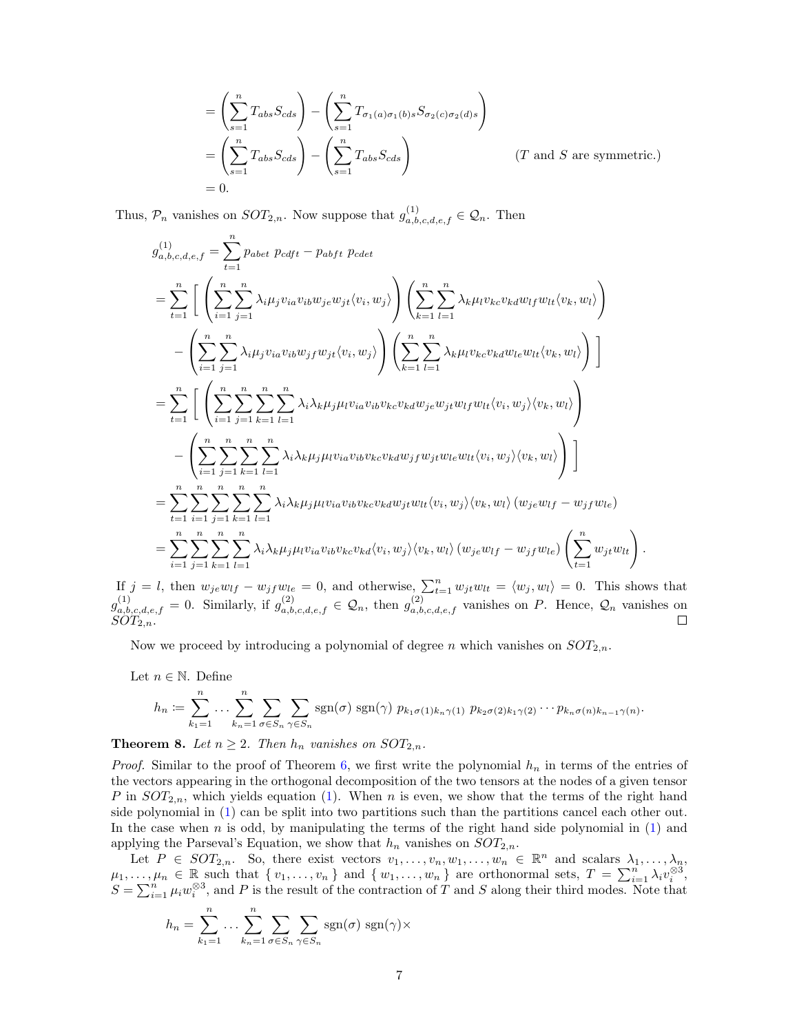$$
\begin{aligned}
&= \left(\sum_{s=1}^{n} T_{abs} S_{cds}\right) - \left(\sum_{s=1}^{n} T_{\sigma_1(a)\sigma_1(b)s} S_{\sigma_2(c)\sigma_2(d)s}\right) \\
&= \left(\sum_{s=1}^{n} T_{abs} S_{cds}\right) - \left(\sum_{s=1}^{n} T_{abs} S_{cds}\right) \qquad\qquad (T \text{ and } S \text{ are symmetric.}) \\
&= 0.
\end{aligned}
$$

Thus, $\mathcal{P}_n$ vanishes on $SOT_{2,n}$. Now suppose that $g^{(1)}_{a,b,c,d,e,f} \in \mathcal{Q}_n$. Then

$$
\begin{aligned}
g^{(1)}_{a,b,c,d,e,f} &= \sum_{t=1}^{n} p_{abet}\ p_{cdft} - p_{abft}\ p_{cdet} \\
&= \sum_{t=1}^{n} \Bigg[ \left(\sum_{i=1}^{n}\sum_{j=1}^{n} \lambda_i \mu_j v_{ia} v_{ib} w_{je} w_{jt} \langle v_i, w_j\rangle\right)\left(\sum_{k=1}^{n}\sum_{l=1}^{n} \lambda_k \mu_l v_{kc} v_{kd} w_{lf} w_{lt} \langle v_k, w_l\rangle\right) \\
&\quad - \left(\sum_{i=1}^{n}\sum_{j=1}^{n} \lambda_i \mu_j v_{ia} v_{ib} w_{jf} w_{jt} \langle v_i, w_j\rangle\right)\left(\sum_{k=1}^{n}\sum_{l=1}^{n} \lambda_k \mu_l v_{kc} v_{kd} w_{le} w_{lt} \langle v_k, w_l\rangle\right) \Bigg] \\
&= \sum_{t=1}^{n} \Bigg[ \left(\sum_{i=1}^{n}\sum_{j=1}^{n}\sum_{k=1}^{n}\sum_{l=1}^{n} \lambda_i \lambda_k \mu_j \mu_l v_{ia} v_{ib} v_{kc} v_{kd} w_{je} w_{jt} w_{lf} w_{lt} \langle v_i, w_j\rangle \langle v_k, w_l\rangle\right) \\
&\quad - \left(\sum_{i=1}^{n}\sum_{j=1}^{n}\sum_{k=1}^{n}\sum_{l=1}^{n} \lambda_i \lambda_k \mu_j \mu_l v_{ia} v_{ib} v_{kc} v_{kd} w_{jf} w_{jt} w_{le} w_{lt} \langle v_i, w_j\rangle \langle v_k, w_l\rangle\right) \Bigg] \\
&= \sum_{t=1}^{n}\sum_{i=1}^{n}\sum_{j=1}^{n}\sum_{k=1}^{n}\sum_{l=1}^{n} \lambda_i \lambda_k \mu_j \mu_l v_{ia} v_{ib} v_{kc} v_{kd} w_{jt} w_{lt} \langle v_i, w_j\rangle \langle v_k, w_l\rangle \left(w_{je} w_{lf} - w_{jf} w_{le}\right) \\
&= \sum_{i=1}^{n}\sum_{j=1}^{n}\sum_{k=1}^{n}\sum_{l=1}^{n} \lambda_i \lambda_k \mu_j \mu_l v_{ia} v_{ib} v_{kc} v_{kd} \langle v_i, w_j\rangle \langle v_k, w_l\rangle \left(w_{je} w_{lf} - w_{jf} w_{le}\right) \left(\sum_{t=1}^{n} w_{jt} w_{lt}\right).
\end{aligned}
$$

If $j = l$, then $w_{je} w_{lf} - w_{jf} w_{le} = 0$, and otherwise, $\sum_{t=1}^{n} w_{jt} w_{lt} = \langle w_j, w_l\rangle = 0$. This shows that $g^{(1)}_{a,b,c,d,e,f} = 0$. Similarly, if $g^{(2)}_{a,b,c,d,e,f} \in \mathcal{Q}_n$, then $g^{(2)}_{a,b,c,d,e,f}$ vanishes on $P$. Hence, $\mathcal{Q}_n$ vanishes on $SOT_{2,n}$. ∎

Now we proceed by introducing a polynomial of degree $n$ which vanishes on $SOT_{2,n}$.

Let $n \in \mathbb{N}$. Define

$$
h_n := \sum_{k_1=1}^{n} \dots \sum_{k_n=1}^{n} \sum_{\sigma \in S_n} \sum_{\gamma \in S_n} \operatorname{sgn}(\sigma)\ \operatorname{sgn}(\gamma)\ p_{k_1\sigma(1)k_n\gamma(1)}\ p_{k_2\sigma(2)k_1\gamma(2)} \cdots p_{k_n\sigma(n)k_{n-1}\gamma(n)}.
$$

**Theorem 8.** *Let $n \geq 2$. Then $h_n$ vanishes on $SOT_{2,n}$.*

*Proof.* Similar to the proof of Theorem 6, we first write the polynomial $h_n$ in terms of the entries of the vectors appearing in the orthogonal decomposition of the two tensors at the nodes of a given tensor $P$ in $SOT_{2,n}$, which yields equation (1). When $n$ is even, we show that the terms of the right hand side polynomial in (1) can be split into two partitions such than the partitions cancel each other out. In the case when $n$ is odd, by manipulating the terms of the right hand side polynomial in (1) and applying the Parseval's Equation, we show that $h_n$ vanishes on $SOT_{2,n}$.

Let $P \in SOT_{2,n}$. So, there exist vectors $v_1, \dots, v_n, w_1, \dots, w_n \in \mathbb{R}^n$ and scalars $\lambda_1, \dots, \lambda_n$, $\mu_1, \dots, \mu_n \in \mathbb{R}$ such that $\{ v_1, \dots, v_n \}$ and $\{ w_1, \dots, w_n \}$ are orthonormal sets, $T = \sum_{i=1}^{n} \lambda_i v_i^{\otimes 3}$, $S = \sum_{i=1}^{n} \mu_i w_i^{\otimes 3}$, and $P$ is the result of the contraction of $T$ and $S$ along their third modes. Note that

$$
h_n = \sum_{k_1=1}^{n} \dots \sum_{k_n=1}^{n} \sum_{\sigma \in S_n} \sum_{\gamma \in S_n} \operatorname{sgn}(\sigma)\ \operatorname{sgn}(\gamma) \times
$$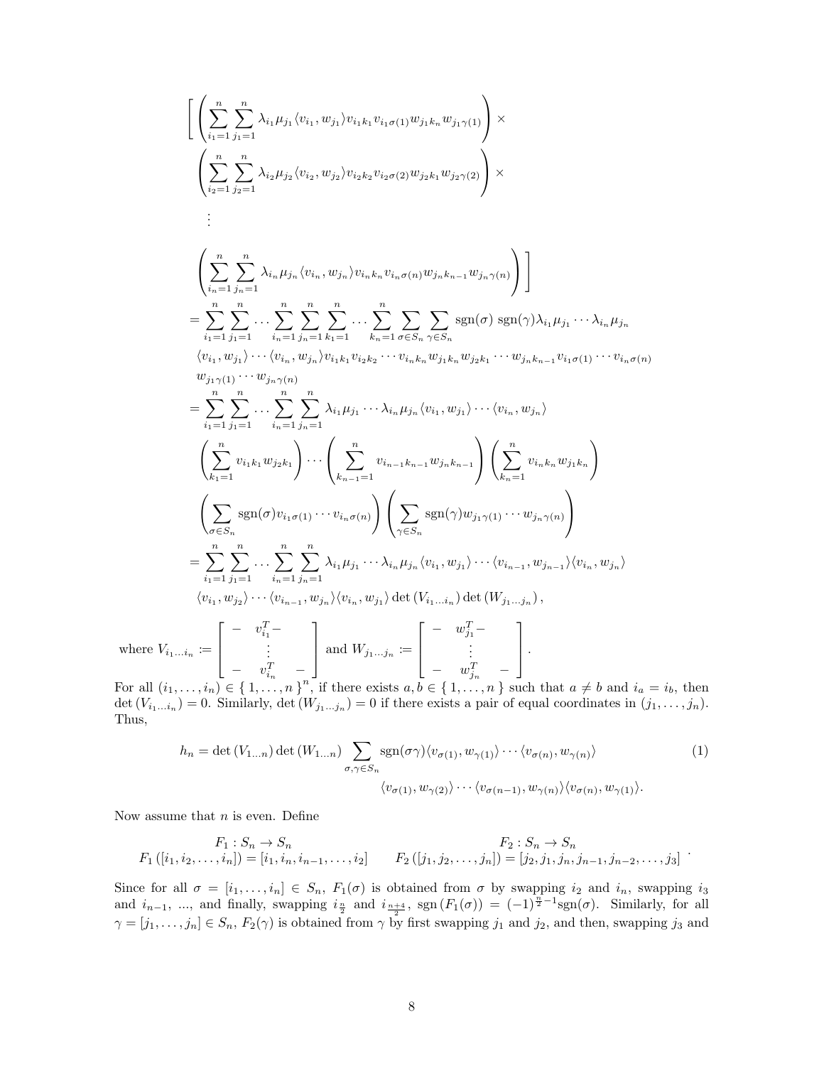$$
\begin{aligned}
&\Bigg[ \left( \sum_{i_1=1}^{n} \sum_{j_1=1}^{n} \lambda_{i_1} \mu_{j_1} \langle v_{i_1}, w_{j_1} \rangle v_{i_1 k_1} v_{i_1 \sigma(1)} w_{j_1 k_n} w_{j_1 \gamma(1)} \right) \times \\
&\left( \sum_{i_2=1}^{n} \sum_{j_2=1}^{n} \lambda_{i_2} \mu_{j_2} \langle v_{i_2}, w_{j_2} \rangle v_{i_2 k_2} v_{i_2 \sigma(2)} w_{j_2 k_1} w_{j_2 \gamma(2)} \right) \times \\
&\quad \vdots \\
&\left( \sum_{i_n=1}^{n} \sum_{j_n=1}^{n} \lambda_{i_n} \mu_{j_n} \langle v_{i_n}, w_{j_n} \rangle v_{i_n k_n} v_{i_n \sigma(n)} w_{j_n k_{n-1}} w_{j_n \gamma(n)} \right) \Bigg] \\
&= \sum_{i_1=1}^{n} \sum_{j_1=1}^{n} \cdots \sum_{i_n=1}^{n} \sum_{j_n=1}^{n} \sum_{k_1=1}^{n} \cdots \sum_{k_n=1}^{n} \sum_{\sigma \in S_n} \sum_{\gamma \in S_n} \operatorname{sgn}(\sigma) \operatorname{sgn}(\gamma) \lambda_{i_1} \mu_{j_1} \cdots \lambda_{i_n} \mu_{j_n} \\
&\langle v_{i_1}, w_{j_1} \rangle \cdots \langle v_{i_n}, w_{j_n} \rangle v_{i_1 k_1} v_{i_2 k_2} \cdots v_{i_n k_n} w_{j_1 k_n} w_{j_2 k_1} \cdots w_{j_n k_{n-1}} v_{i_1 \sigma(1)} \cdots v_{i_n \sigma(n)} \\
&w_{j_1 \gamma(1)} \cdots w_{j_n \gamma(n)} \\
&= \sum_{i_1=1}^{n} \sum_{j_1=1}^{n} \cdots \sum_{i_n=1}^{n} \sum_{j_n=1}^{n} \lambda_{i_1} \mu_{j_1} \cdots \lambda_{i_n} \mu_{j_n} \langle v_{i_1}, w_{j_1} \rangle \cdots \langle v_{i_n}, w_{j_n} \rangle \\
&\left( \sum_{k_1=1}^{n} v_{i_1 k_1} w_{j_2 k_1} \right) \cdots \left( \sum_{k_{n-1}=1}^{n} v_{i_{n-1} k_{n-1}} w_{j_n k_{n-1}} \right) \left( \sum_{k_n=1}^{n} v_{i_n k_n} w_{j_1 k_n} \right) \\
&\left( \sum_{\sigma \in S_n} \operatorname{sgn}(\sigma) v_{i_1 \sigma(1)} \cdots v_{i_n \sigma(n)} \right) \left( \sum_{\gamma \in S_n} \operatorname{sgn}(\gamma) w_{j_1 \gamma(1)} \cdots w_{j_n \gamma(n)} \right) \\
&= \sum_{i_1=1}^{n} \sum_{j_1=1}^{n} \cdots \sum_{i_n=1}^{n} \sum_{j_n=1}^{n} \lambda_{i_1} \mu_{j_1} \cdots \lambda_{i_n} \mu_{j_n} \langle v_{i_1}, w_{j_1} \rangle \cdots \langle v_{i_{n-1}}, w_{j_{n-1}} \rangle \langle v_{i_n}, w_{j_n} \rangle \\
&\langle v_{i_1}, w_{j_2} \rangle \cdots \langle v_{i_{n-1}}, w_{j_n} \rangle \langle v_{i_n}, w_{j_1} \rangle \det\left(V_{i_1 \ldots i_n}\right) \det\left(W_{j_1 \ldots j_n}\right),
\end{aligned}
$$

where $V_{i_1 \ldots i_n} := \begin{bmatrix} - & v_{i_1}^T - & \\ & \vdots & \\ - & v_{i_n}^T & - \end{bmatrix}$ and $W_{j_1 \ldots j_n} := \begin{bmatrix} - & w_{j_1}^T - & \\ & \vdots & \\ - & w_{j_n}^T & - \end{bmatrix}$.

For all $(i_1, \ldots, i_n) \in \{1, \ldots, n\}^n$, if there exists $a, b \in \{1, \ldots, n\}$ such that $a \neq b$ and $i_a = i_b$, then $\det\left(V_{i_1 \ldots i_n}\right) = 0$. Similarly, $\det\left(W_{j_1 \ldots j_n}\right) = 0$ if there exists a pair of equal coordinates in $(j_1, \ldots, j_n)$. Thus,

$$
\begin{aligned}
h_n = \det\left(V_{1 \ldots n}\right) \det\left(W_{1 \ldots n}\right) \sum_{\sigma, \gamma \in S_n} &\operatorname{sgn}(\sigma\gamma) \langle v_{\sigma(1)}, w_{\gamma(1)} \rangle \cdots \langle v_{\sigma(n)}, w_{\gamma(n)} \rangle \\
&\langle v_{\sigma(1)}, w_{\gamma(2)} \rangle \cdots \langle v_{\sigma(n-1)}, w_{\gamma(n)} \rangle \langle v_{\sigma(n)}, w_{\gamma(1)} \rangle.
\end{aligned} \tag{1}
$$

Now assume that $n$ is even. Define

$$
\begin{array}{cc}
F_1 : S_n \to S_n & F_2 : S_n \to S_n \\
F_1\left([i_1, i_2, \ldots, i_n]\right) = [i_1, i_n, i_{n-1}, \ldots, i_2] & F_2\left([j_1, j_2, \ldots, j_n]\right) = [j_2, j_1, j_n, j_{n-1}, j_{n-2}, \ldots, j_3]
\end{array}.
$$

Since for all $\sigma = [i_1, \ldots, i_n] \in S_n$, $F_1(\sigma)$ is obtained from $\sigma$ by swapping $i_2$ and $i_n$, swapping $i_3$ and $i_{n-1}$, ..., and finally, swapping $i_{\frac{n}{2}}$ and $i_{\frac{n+4}{2}}$, $\operatorname{sgn}\left(F_1(\sigma)\right) = (-1)^{\frac{n}{2}-1} \operatorname{sgn}(\sigma)$. Similarly, for all $\gamma = [j_1, \ldots, j_n] \in S_n$, $F_2(\gamma)$ is obtained from $\gamma$ by first swapping $j_1$ and $j_2$, and then, swapping $j_3$ and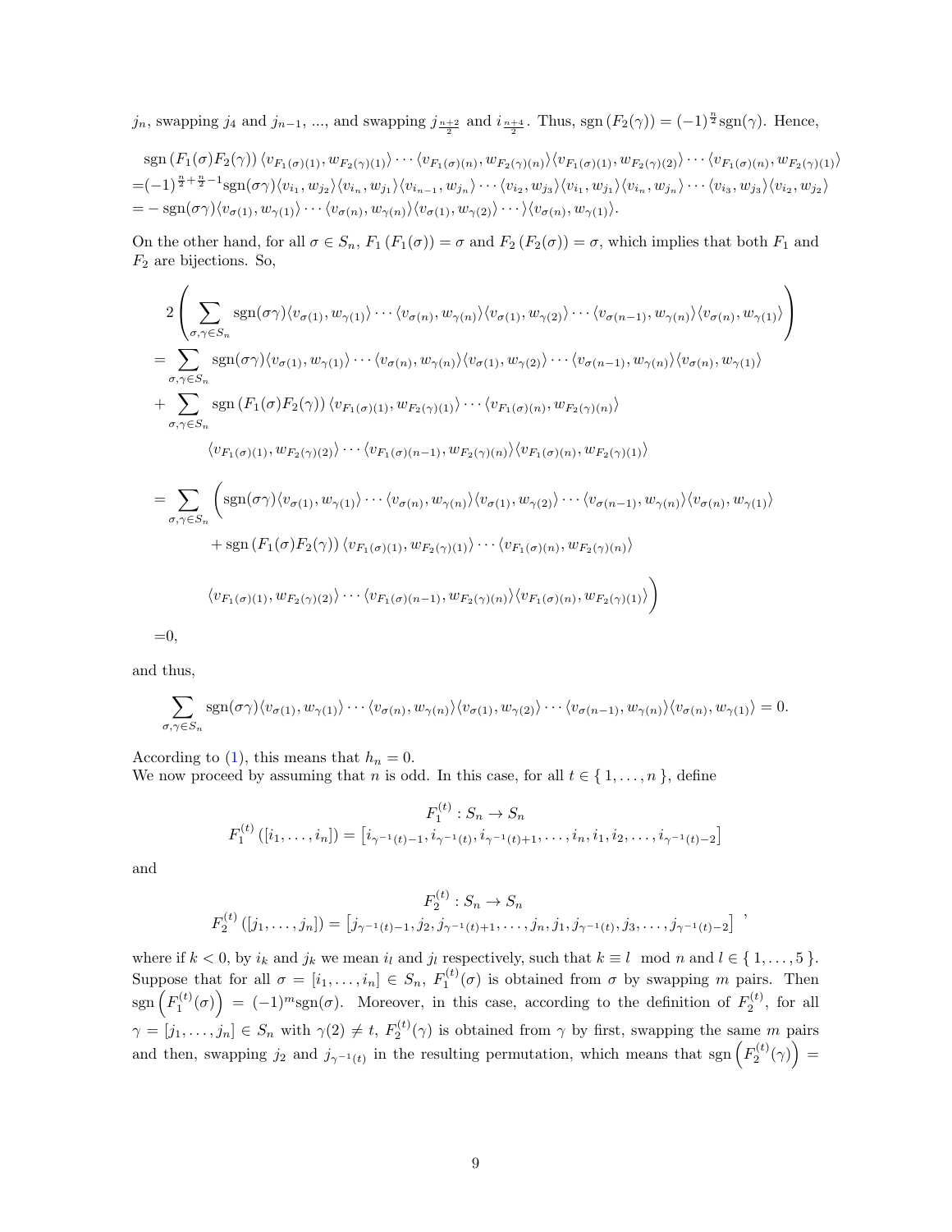$j_n$, swapping $j_4$ and $j_{n-1}$, ..., and swapping $j_{\frac{n+2}{2}}$ and $i_{\frac{n+4}{2}}$. Thus, $\operatorname{sgn}(F_2(\gamma)) = (-1)^{\frac{n}{2}}\operatorname{sgn}(\gamma)$. Hence,

$$
\begin{aligned}
&\operatorname{sgn}(F_1(\sigma)F_2(\gamma))\langle v_{F_1(\sigma)(1)}, w_{F_2(\gamma)(1)}\rangle \cdots \langle v_{F_1(\sigma)(n)}, w_{F_2(\gamma)(n)}\rangle \langle v_{F_1(\sigma)(1)}, w_{F_2(\gamma)(2)}\rangle \cdots \langle v_{F_1(\sigma)(n)}, w_{F_2(\gamma)(1)}\rangle \\
=&(-1)^{\frac{n}{2}+\frac{n}{2}-1}\operatorname{sgn}(\sigma\gamma)\langle v_{i_1}, w_{j_2}\rangle\langle v_{i_n}, w_{j_1}\rangle\langle v_{i_{n-1}}, w_{j_n}\rangle \cdots \langle v_{i_2}, w_{j_3}\rangle\langle v_{i_1}, w_{j_1}\rangle\langle v_{i_n}, w_{j_n}\rangle \cdots \langle v_{i_3}, w_{j_3}\rangle\langle v_{i_2}, w_{j_2}\rangle \\
=&-\operatorname{sgn}(\sigma\gamma)\langle v_{\sigma(1)}, w_{\gamma(1)}\rangle \cdots \langle v_{\sigma(n)}, w_{\gamma(n)}\rangle\langle v_{\sigma(1)}, w_{\gamma(2)}\rangle \cdots \rangle\langle v_{\sigma(n)}, w_{\gamma(1)}\rangle.
\end{aligned}
$$

On the other hand, for all $\sigma \in S_n$, $F_1(F_1(\sigma)) = \sigma$ and $F_2(F_2(\sigma)) = \sigma$, which implies that both $F_1$ and $F_2$ are bijections. So,

$$
\begin{aligned}
&2\left(\sum_{\sigma,\gamma\in S_n}\operatorname{sgn}(\sigma\gamma)\langle v_{\sigma(1)}, w_{\gamma(1)}\rangle \cdots \langle v_{\sigma(n)}, w_{\gamma(n)}\rangle\langle v_{\sigma(1)}, w_{\gamma(2)}\rangle \cdots \langle v_{\sigma(n-1)}, w_{\gamma(n)}\rangle\langle v_{\sigma(n)}, w_{\gamma(1)}\rangle\right) \\
=&\sum_{\sigma,\gamma\in S_n}\operatorname{sgn}(\sigma\gamma)\langle v_{\sigma(1)}, w_{\gamma(1)}\rangle \cdots \langle v_{\sigma(n)}, w_{\gamma(n)}\rangle\langle v_{\sigma(1)}, w_{\gamma(2)}\rangle \cdots \langle v_{\sigma(n-1)}, w_{\gamma(n)}\rangle\langle v_{\sigma(n)}, w_{\gamma(1)}\rangle \\
+&\sum_{\sigma,\gamma\in S_n}\operatorname{sgn}(F_1(\sigma)F_2(\gamma))\langle v_{F_1(\sigma)(1)}, w_{F_2(\gamma)(1)}\rangle \cdots \langle v_{F_1(\sigma)(n)}, w_{F_2(\gamma)(n)}\rangle \\
&\qquad\langle v_{F_1(\sigma)(1)}, w_{F_2(\gamma)(2)}\rangle \cdots \langle v_{F_1(\sigma)(n-1)}, w_{F_2(\gamma)(n)}\rangle\langle v_{F_1(\sigma)(n)}, w_{F_2(\gamma)(1)}\rangle \\
=&\sum_{\sigma,\gamma\in S_n}\Big(\operatorname{sgn}(\sigma\gamma)\langle v_{\sigma(1)}, w_{\gamma(1)}\rangle \cdots \langle v_{\sigma(n)}, w_{\gamma(n)}\rangle\langle v_{\sigma(1)}, w_{\gamma(2)}\rangle \cdots \langle v_{\sigma(n-1)}, w_{\gamma(n)}\rangle\langle v_{\sigma(n)}, w_{\gamma(1)}\rangle \\
&\qquad+\operatorname{sgn}(F_1(\sigma)F_2(\gamma))\langle v_{F_1(\sigma)(1)}, w_{F_2(\gamma)(1)}\rangle \cdots \langle v_{F_1(\sigma)(n)}, w_{F_2(\gamma)(n)}\rangle \\
&\qquad\langle v_{F_1(\sigma)(1)}, w_{F_2(\gamma)(2)}\rangle \cdots \langle v_{F_1(\sigma)(n-1)}, w_{F_2(\gamma)(n)}\rangle\langle v_{F_1(\sigma)(n)}, w_{F_2(\gamma)(1)}\rangle\Big) \\
=&0,
\end{aligned}
$$

and thus,

$$
\sum_{\sigma,\gamma\in S_n}\operatorname{sgn}(\sigma\gamma)\langle v_{\sigma(1)}, w_{\gamma(1)}\rangle \cdots \langle v_{\sigma(n)}, w_{\gamma(n)}\rangle\langle v_{\sigma(1)}, w_{\gamma(2)}\rangle \cdots \langle v_{\sigma(n-1)}, w_{\gamma(n)}\rangle\langle v_{\sigma(n)}, w_{\gamma(1)}\rangle = 0.
$$

According to (1), this means that $h_n = 0$.
We now proceed by assuming that $n$ is odd. In this case, for all $t \in \{1, \ldots, n\}$, define

$$
\begin{gathered}
F_1^{(t)} : S_n \to S_n \\
F_1^{(t)}([i_1, \ldots, i_n]) = \left[i_{\gamma^{-1}(t)-1}, i_{\gamma^{-1}(t)}, i_{\gamma^{-1}(t)+1}, \ldots, i_n, i_1, i_2, \ldots, i_{\gamma^{-1}(t)-2}\right]
\end{gathered}
$$

and

$$
\begin{gathered}
F_2^{(t)} : S_n \to S_n \\
F_2^{(t)}([j_1, \ldots, j_n]) = \left[j_{\gamma^{-1}(t)-1}, j_2, j_{\gamma^{-1}(t)+1}, \ldots, j_n, j_1, j_{\gamma^{-1}(t)}, j_3, \ldots, j_{\gamma^{-1}(t)-2}\right]
\end{gathered},
$$

where if $k < 0$, by $i_k$ and $j_k$ we mean $i_l$ and $j_l$ respectively, such that $k \equiv l \mod n$ and $l \in \{1, \ldots, 5\}$. Suppose that for all $\sigma = [i_1, \ldots, i_n] \in S_n$, $F_1^{(t)}(\sigma)$ is obtained from $\sigma$ by swapping $m$ pairs. Then $\operatorname{sgn}\left(F_1^{(t)}(\sigma)\right) = (-1)^m\operatorname{sgn}(\sigma)$. Moreover, in this case, according to the definition of $F_2^{(t)}$, for all $\gamma = [j_1, \ldots, j_n] \in S_n$ with $\gamma(2) \neq t$, $F_2^{(t)}(\gamma)$ is obtained from $\gamma$ by first, swapping the same $m$ pairs and then, swapping $j_2$ and $j_{\gamma^{-1}(t)}$ in the resulting permutation, which means that $\operatorname{sgn}\left(F_2^{(t)}(\gamma)\right) =$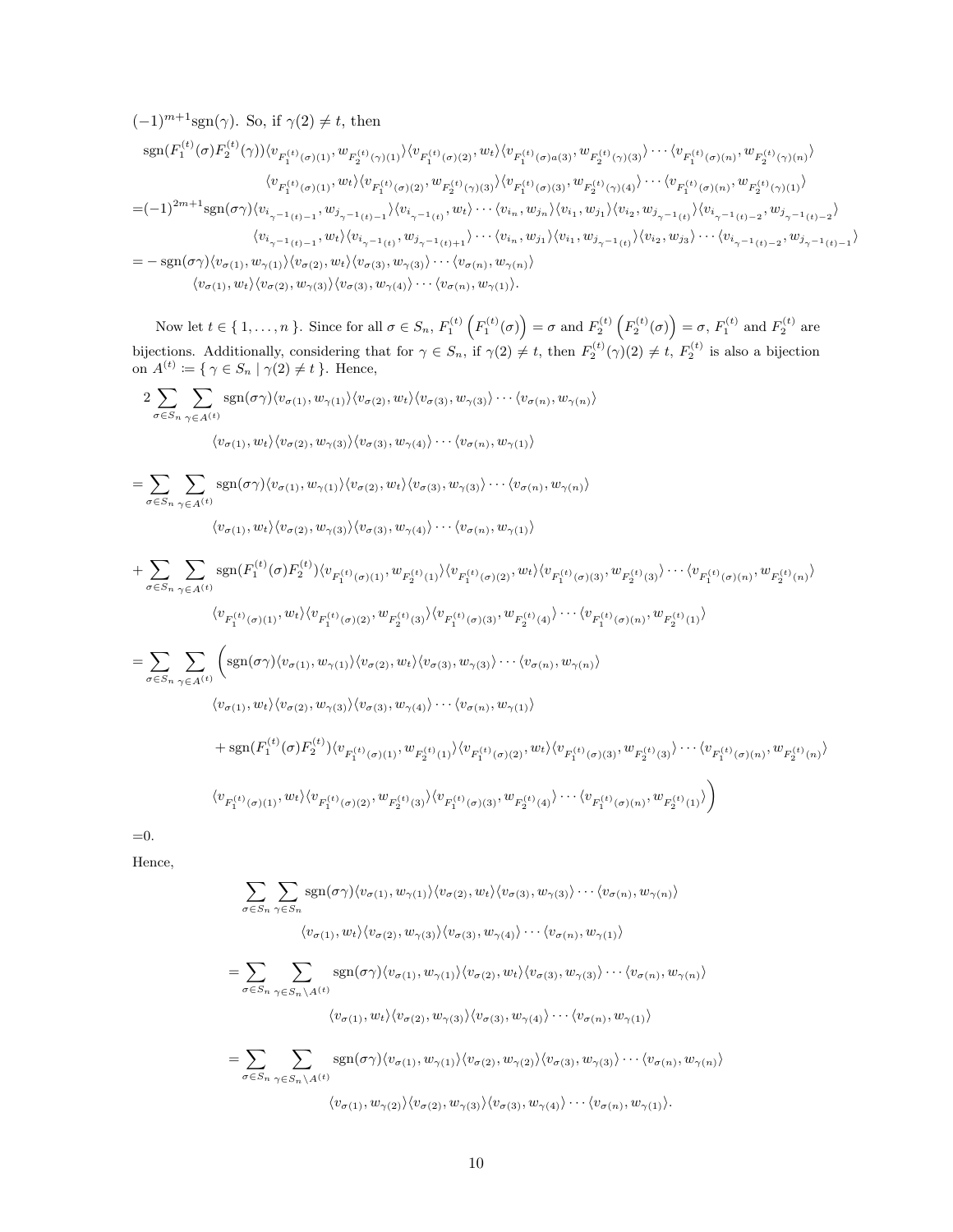$(-1)^{m+1}\mathrm{sgn}(\gamma)$. So, if $\gamma(2) \neq t$, then

$$
\begin{aligned}
&\mathrm{sgn}(F_1^{(t)}(\sigma)F_2^{(t)}(\gamma))\langle v_{F_1^{(t)}(\sigma)(1)}, w_{F_2^{(t)}(\gamma)(1)}\rangle\langle v_{F_1^{(t)}(\sigma)(2)}, w_t\rangle\langle v_{F_1^{(t)}(\sigma)a(3)}, w_{F_2^{(t)}(\gamma)(3)}\rangle\cdots\langle v_{F_1^{(t)}(\sigma)(n)}, w_{F_2^{(t)}(\gamma)(n)}\rangle \\
&\qquad\qquad \langle v_{F_1^{(t)}(\sigma)(1)}, w_t\rangle\langle v_{F_1^{(t)}(\sigma)(2)}, w_{F_2^{(t)}(\gamma)(3)}\rangle\langle v_{F_1^{(t)}(\sigma)(3)}, w_{F_2^{(t)}(\gamma)(4)}\rangle\cdots\langle v_{F_1^{(t)}(\sigma)(n)}, w_{F_2^{(t)}(\gamma)(1)}\rangle \\
=&(-1)^{2m+1}\mathrm{sgn}(\sigma\gamma)\langle v_{i_{\gamma^{-1}(t)-1}}, w_{j_{\gamma^{-1}(t)-1}}\rangle\langle v_{i_{\gamma^{-1}(t)}}, w_t\rangle\cdots\langle v_{i_n}, w_{j_n}\rangle\langle v_{i_1}, w_{j_1}\rangle\langle v_{i_2}, w_{j_{\gamma^{-1}(t)}}\rangle\langle v_{i_{\gamma^{-1}(t)-2}}, w_{j_{\gamma^{-1}(t)-2}}\rangle \\
&\qquad\qquad \langle v_{i_{\gamma^{-1}(t)-1}}, w_t\rangle\langle v_{i_{\gamma^{-1}(t)}}, w_{j_{\gamma^{-1}(t)+1}}\rangle\cdots\langle v_{i_n}, w_{j_1}\rangle\langle v_{i_1}, w_{j_{\gamma^{-1}(t)}}\rangle\langle v_{i_2}, w_{j_3}\rangle\cdots\langle v_{i_{\gamma^{-1}(t)-2}}, w_{j_{\gamma^{-1}(t)-1}}\rangle \\
=&-\mathrm{sgn}(\sigma\gamma)\langle v_{\sigma(1)}, w_{\gamma(1)}\rangle\langle v_{\sigma(2)}, w_t\rangle\langle v_{\sigma(3)}, w_{\gamma(3)}\rangle\cdots\langle v_{\sigma(n)}, w_{\gamma(n)}\rangle \\
&\qquad \langle v_{\sigma(1)}, w_t\rangle\langle v_{\sigma(2)}, w_{\gamma(3)}\rangle\langle v_{\sigma(3)}, w_{\gamma(4)}\rangle\cdots\langle v_{\sigma(n)}, w_{\gamma(1)}\rangle.
\end{aligned}
$$

Now let $t \in \{\,1,\ldots,n\,\}$. Since for all $\sigma \in S_n$, $F_1^{(t)}\left(F_1^{(t)}(\sigma)\right) = \sigma$ and $F_2^{(t)}\left(F_2^{(t)}(\sigma)\right) = \sigma$, $F_1^{(t)}$ and $F_2^{(t)}$ are bijections. Additionally, considering that for $\gamma \in S_n$, if $\gamma(2) \neq t$, then $F_2^{(t)}(\gamma)(2) \neq t$, $F_2^{(t)}$ is also a bijection on $A^{(t)} \coloneqq \{\,\gamma \in S_n \mid \gamma(2) \neq t\,\}$. Hence,

$$
\begin{aligned}
&2\sum_{\sigma\in S_n}\sum_{\gamma\in A^{(t)}}\mathrm{sgn}(\sigma\gamma)\langle v_{\sigma(1)}, w_{\gamma(1)}\rangle\langle v_{\sigma(2)}, w_t\rangle\langle v_{\sigma(3)}, w_{\gamma(3)}\rangle\cdots\langle v_{\sigma(n)}, w_{\gamma(n)}\rangle \\
&\qquad\qquad \langle v_{\sigma(1)}, w_t\rangle\langle v_{\sigma(2)}, w_{\gamma(3)}\rangle\langle v_{\sigma(3)}, w_{\gamma(4)}\rangle\cdots\langle v_{\sigma(n)}, w_{\gamma(1)}\rangle \\
=&\sum_{\sigma\in S_n}\sum_{\gamma\in A^{(t)}}\mathrm{sgn}(\sigma\gamma)\langle v_{\sigma(1)}, w_{\gamma(1)}\rangle\langle v_{\sigma(2)}, w_t\rangle\langle v_{\sigma(3)}, w_{\gamma(3)}\rangle\cdots\langle v_{\sigma(n)}, w_{\gamma(n)}\rangle \\
&\qquad\qquad \langle v_{\sigma(1)}, w_t\rangle\langle v_{\sigma(2)}, w_{\gamma(3)}\rangle\langle v_{\sigma(3)}, w_{\gamma(4)}\rangle\cdots\langle v_{\sigma(n)}, w_{\gamma(1)}\rangle \\
&+\sum_{\sigma\in S_n}\sum_{\gamma\in A^{(t)}}\mathrm{sgn}(F_1^{(t)}(\sigma)F_2^{(t)})\langle v_{F_1^{(t)}(\sigma)(1)}, w_{F_2^{(t)}(1)}\rangle\langle v_{F_1^{(t)}(\sigma)(2)}, w_t\rangle\langle v_{F_1^{(t)}(\sigma)(3)}, w_{F_2^{(t)}(3)}\rangle\cdots\langle v_{F_1^{(t)}(\sigma)(n)}, w_{F_2^{(t)}(n)}\rangle \\
&\qquad\qquad \langle v_{F_1^{(t)}(\sigma)(1)}, w_t\rangle\langle v_{F_1^{(t)}(\sigma)(2)}, w_{F_2^{(t)}(3)}\rangle\langle v_{F_1^{(t)}(\sigma)(3)}, w_{F_2^{(t)}(4)}\rangle\cdots\langle v_{F_1^{(t)}(\sigma)(n)}, w_{F_2^{(t)}(1)}\rangle \\
=&\sum_{\sigma\in S_n}\sum_{\gamma\in A^{(t)}}\Bigg(\mathrm{sgn}(\sigma\gamma)\langle v_{\sigma(1)}, w_{\gamma(1)}\rangle\langle v_{\sigma(2)}, w_t\rangle\langle v_{\sigma(3)}, w_{\gamma(3)}\rangle\cdots\langle v_{\sigma(n)}, w_{\gamma(n)}\rangle \\
&\qquad\qquad \langle v_{\sigma(1)}, w_t\rangle\langle v_{\sigma(2)}, w_{\gamma(3)}\rangle\langle v_{\sigma(3)}, w_{\gamma(4)}\rangle\cdots\langle v_{\sigma(n)}, w_{\gamma(1)}\rangle \\
&\qquad\qquad +\mathrm{sgn}(F_1^{(t)}(\sigma)F_2^{(t)})\langle v_{F_1^{(t)}(\sigma)(1)}, w_{F_2^{(t)}(1)}\rangle\langle v_{F_1^{(t)}(\sigma)(2)}, w_t\rangle\langle v_{F_1^{(t)}(\sigma)(3)}, w_{F_2^{(t)}(3)}\rangle\cdots\langle v_{F_1^{(t)}(\sigma)(n)}, w_{F_2^{(t)}(n)}\rangle \\
&\qquad\qquad \langle v_{F_1^{(t)}(\sigma)(1)}, w_t\rangle\langle v_{F_1^{(t)}(\sigma)(2)}, w_{F_2^{(t)}(3)}\rangle\langle v_{F_1^{(t)}(\sigma)(3)}, w_{F_2^{(t)}(4)}\rangle\cdots\langle v_{F_1^{(t)}(\sigma)(n)}, w_{F_2^{(t)}(1)}\rangle\Bigg) \\
=&0.
\end{aligned}
$$

Hence,

$$
\begin{aligned}
&\sum_{\sigma\in S_n}\sum_{\gamma\in S_n}\mathrm{sgn}(\sigma\gamma)\langle v_{\sigma(1)}, w_{\gamma(1)}\rangle\langle v_{\sigma(2)}, w_t\rangle\langle v_{\sigma(3)}, w_{\gamma(3)}\rangle\cdots\langle v_{\sigma(n)}, w_{\gamma(n)}\rangle \\
&\qquad\qquad \langle v_{\sigma(1)}, w_t\rangle\langle v_{\sigma(2)}, w_{\gamma(3)}\rangle\langle v_{\sigma(3)}, w_{\gamma(4)}\rangle\cdots\langle v_{\sigma(n)}, w_{\gamma(1)}\rangle \\
=&\sum_{\sigma\in S_n}\sum_{\gamma\in S_n\setminus A^{(t)}}\mathrm{sgn}(\sigma\gamma)\langle v_{\sigma(1)}, w_{\gamma(1)}\rangle\langle v_{\sigma(2)}, w_t\rangle\langle v_{\sigma(3)}, w_{\gamma(3)}\rangle\cdots\langle v_{\sigma(n)}, w_{\gamma(n)}\rangle \\
&\qquad\qquad \langle v_{\sigma(1)}, w_t\rangle\langle v_{\sigma(2)}, w_{\gamma(3)}\rangle\langle v_{\sigma(3)}, w_{\gamma(4)}\rangle\cdots\langle v_{\sigma(n)}, w_{\gamma(1)}\rangle \\
=&\sum_{\sigma\in S_n}\sum_{\gamma\in S_n\setminus A^{(t)}}\mathrm{sgn}(\sigma\gamma)\langle v_{\sigma(1)}, w_{\gamma(1)}\rangle\langle v_{\sigma(2)}, w_{\gamma(2)}\rangle\langle v_{\sigma(3)}, w_{\gamma(3)}\rangle\cdots\langle v_{\sigma(n)}, w_{\gamma(n)}\rangle \\
&\qquad\qquad \langle v_{\sigma(1)}, w_{\gamma(2)}\rangle\langle v_{\sigma(2)}, w_{\gamma(3)}\rangle\langle v_{\sigma(3)}, w_{\gamma(4)}\rangle\cdots\langle v_{\sigma(n)}, w_{\gamma(1)}\rangle.
\end{aligned}
$$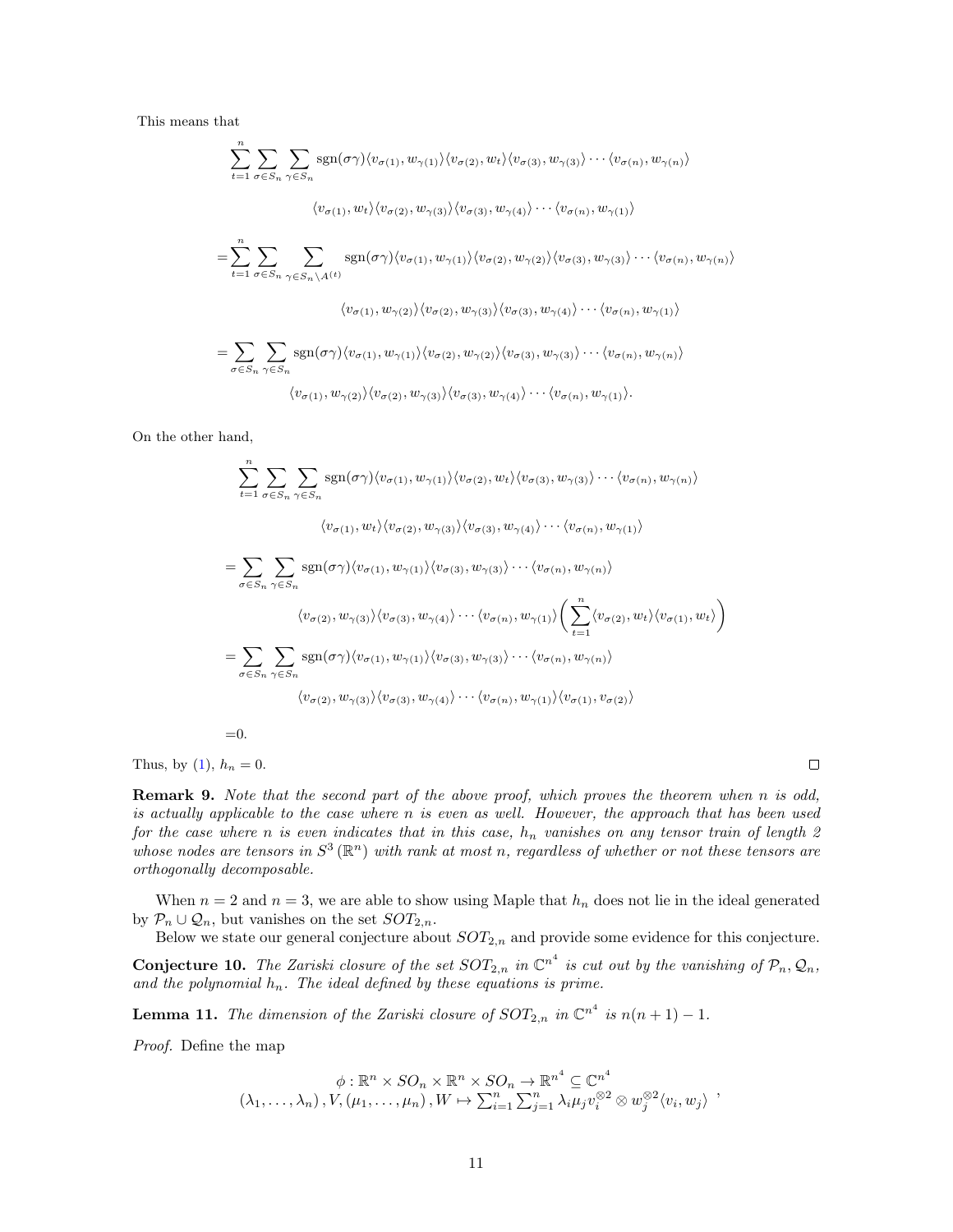This means that

$$
\begin{aligned}
&\sum_{t=1}^{n}\sum_{\sigma\in S_n}\sum_{\gamma\in S_n}\operatorname{sgn}(\sigma\gamma)\langle v_{\sigma(1)},w_{\gamma(1)}\rangle\langle v_{\sigma(2)},w_t\rangle\langle v_{\sigma(3)},w_{\gamma(3)}\rangle\cdots\langle v_{\sigma(n)},w_{\gamma(n)}\rangle\\
&\qquad\langle v_{\sigma(1)},w_t\rangle\langle v_{\sigma(2)},w_{\gamma(3)}\rangle\langle v_{\sigma(3)},w_{\gamma(4)}\rangle\cdots\langle v_{\sigma(n)},w_{\gamma(1)}\rangle\\
=&\sum_{t=1}^{n}\sum_{\sigma\in S_n}\sum_{\gamma\in S_n\setminus A^{(t)}}\operatorname{sgn}(\sigma\gamma)\langle v_{\sigma(1)},w_{\gamma(1)}\rangle\langle v_{\sigma(2)},w_{\gamma(2)}\rangle\langle v_{\sigma(3)},w_{\gamma(3)}\rangle\cdots\langle v_{\sigma(n)},w_{\gamma(n)}\rangle\\
&\qquad\langle v_{\sigma(1)},w_{\gamma(2)}\rangle\langle v_{\sigma(2)},w_{\gamma(3)}\rangle\langle v_{\sigma(3)},w_{\gamma(4)}\rangle\cdots\langle v_{\sigma(n)},w_{\gamma(1)}\rangle\\
=&\sum_{\sigma\in S_n}\sum_{\gamma\in S_n}\operatorname{sgn}(\sigma\gamma)\langle v_{\sigma(1)},w_{\gamma(1)}\rangle\langle v_{\sigma(2)},w_{\gamma(2)}\rangle\langle v_{\sigma(3)},w_{\gamma(3)}\rangle\cdots\langle v_{\sigma(n)},w_{\gamma(n)}\rangle\\
&\qquad\langle v_{\sigma(1)},w_{\gamma(2)}\rangle\langle v_{\sigma(2)},w_{\gamma(3)}\rangle\langle v_{\sigma(3)},w_{\gamma(4)}\rangle\cdots\langle v_{\sigma(n)},w_{\gamma(1)}\rangle.
\end{aligned}
$$

On the other hand,

$$
\begin{aligned}
&\sum_{t=1}^{n}\sum_{\sigma\in S_n}\sum_{\gamma\in S_n}\operatorname{sgn}(\sigma\gamma)\langle v_{\sigma(1)},w_{\gamma(1)}\rangle\langle v_{\sigma(2)},w_t\rangle\langle v_{\sigma(3)},w_{\gamma(3)}\rangle\cdots\langle v_{\sigma(n)},w_{\gamma(n)}\rangle\\
&\qquad\langle v_{\sigma(1)},w_t\rangle\langle v_{\sigma(2)},w_{\gamma(3)}\rangle\langle v_{\sigma(3)},w_{\gamma(4)}\rangle\cdots\langle v_{\sigma(n)},w_{\gamma(1)}\rangle\\
=&\sum_{\sigma\in S_n}\sum_{\gamma\in S_n}\operatorname{sgn}(\sigma\gamma)\langle v_{\sigma(1)},w_{\gamma(1)}\rangle\langle v_{\sigma(3)},w_{\gamma(3)}\rangle\cdots\langle v_{\sigma(n)},w_{\gamma(n)}\rangle\\
&\qquad\langle v_{\sigma(2)},w_{\gamma(3)}\rangle\langle v_{\sigma(3)},w_{\gamma(4)}\rangle\cdots\langle v_{\sigma(n)},w_{\gamma(1)}\rangle\left(\sum_{t=1}^{n}\langle v_{\sigma(2)},w_t\rangle\langle v_{\sigma(1)},w_t\rangle\right)\\
=&\sum_{\sigma\in S_n}\sum_{\gamma\in S_n}\operatorname{sgn}(\sigma\gamma)\langle v_{\sigma(1)},w_{\gamma(1)}\rangle\langle v_{\sigma(3)},w_{\gamma(3)}\rangle\cdots\langle v_{\sigma(n)},w_{\gamma(n)}\rangle\\
&\qquad\langle v_{\sigma(2)},w_{\gamma(3)}\rangle\langle v_{\sigma(3)},w_{\gamma(4)}\rangle\cdots\langle v_{\sigma(n)},w_{\gamma(1)}\rangle\langle v_{\sigma(1)},v_{\sigma(2)}\rangle\\
=&0.
\end{aligned}
$$

Thus, by (1), $h_n = 0$. □

**Remark 9.** *Note that the second part of the above proof, which proves the theorem when $n$ is odd, is actually applicable to the case where $n$ is even as well. However, the approach that has been used for the case where $n$ is even indicates that in this case, $h_n$ vanishes on any tensor train of length 2 whose nodes are tensors in $S^3(\mathbb{R}^n)$ with rank at most $n$, regardless of whether or not these tensors are orthogonally decomposable.*

When $n = 2$ and $n = 3$, we are able to show using Maple that $h_n$ does not lie in the ideal generated by $\mathcal{P}_n \cup \mathcal{Q}_n$, but vanishes on the set $SOT_{2,n}$.

Below we state our general conjecture about $SOT_{2,n}$ and provide some evidence for this conjecture.

**Conjecture 10.** *The Zariski closure of the set $SOT_{2,n}$ in $\mathbb{C}^{n^4}$ is cut out by the vanishing of $\mathcal{P}_n$, $\mathcal{Q}_n$, and the polynomial $h_n$. The ideal defined by these equations is prime.*

**Lemma 11.** *The dimension of the Zariski closure of $SOT_{2,n}$ in $\mathbb{C}^{n^4}$ is $n(n+1)-1$.*

*Proof.* Define the map

$$
\begin{gathered}
\phi : \mathbb{R}^n \times SO_n \times \mathbb{R}^n \times SO_n \to \mathbb{R}^{n^4} \subseteq \mathbb{C}^{n^4}\\
(\lambda_1,\ldots,\lambda_n), V, (\mu_1,\ldots,\mu_n), W \mapsto \sum_{i=1}^{n}\sum_{j=1}^{n}\lambda_i\mu_j v_i^{\otimes 2}\otimes w_j^{\otimes 2}\langle v_i, w_j\rangle
\end{gathered},
$$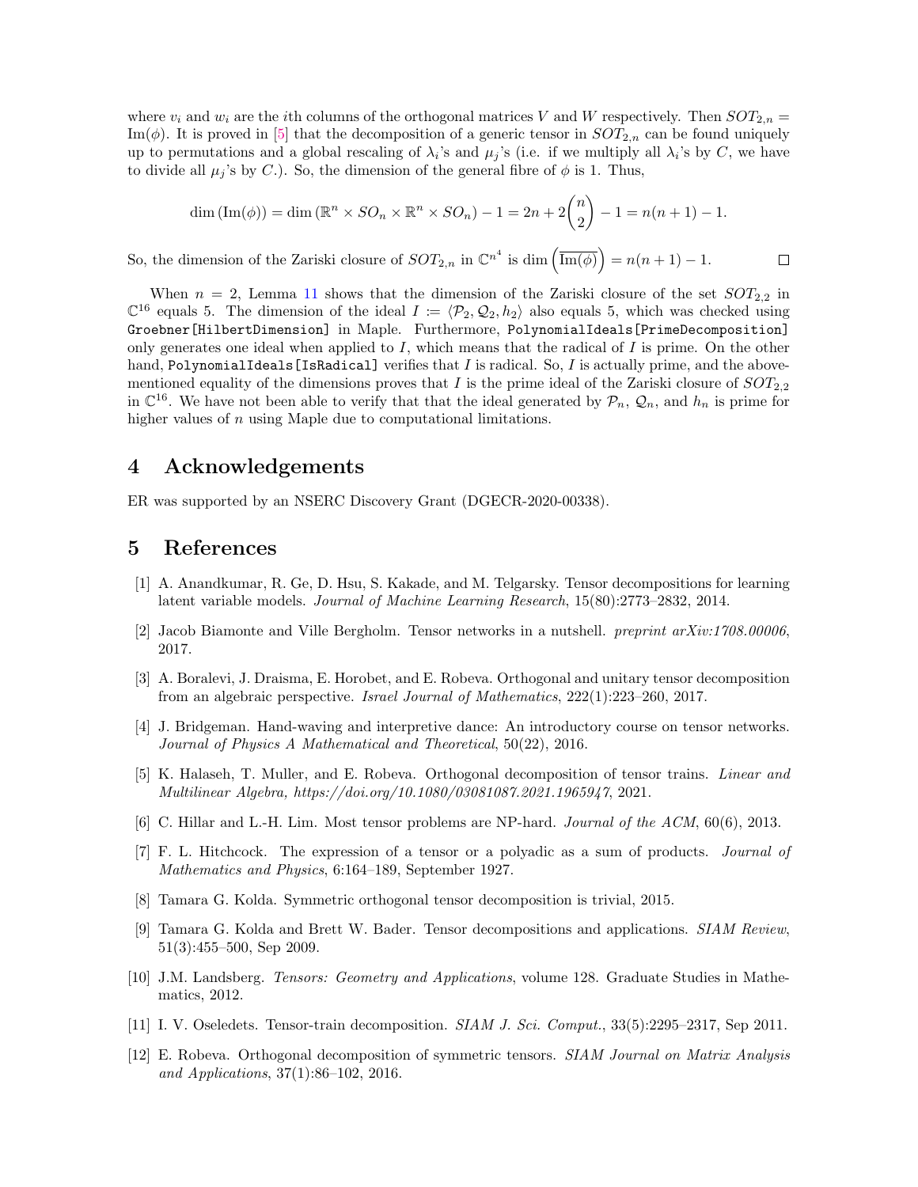where $v_i$ and $w_i$ are the $i$th columns of the orthogonal matrices $V$ and $W$ respectively. Then $SOT_{2,n} = \mathrm{Im}(\phi)$. It is proved in [5] that the decomposition of a generic tensor in $SOT_{2,n}$ can be found uniquely up to permutations and a global rescaling of $\lambda_i$'s and $\mu_j$'s (i.e. if we multiply all $\lambda_i$'s by $C$, we have to divide all $\mu_j$'s by $C$.). So, the dimension of the general fibre of $\phi$ is 1. Thus,

$$\dim(\mathrm{Im}(\phi)) = \dim(\mathbb{R}^n \times SO_n \times \mathbb{R}^n \times SO_n) - 1 = 2n + 2\binom{n}{2} - 1 = n(n+1) - 1.$$

So, the dimension of the Zariski closure of $SOT_{2,n}$ in $\mathbb{C}^{n^4}$ is $\dim\left(\overline{\mathrm{Im}(\phi)}\right) = n(n+1) - 1$. □

When $n = 2$, Lemma 11 shows that the dimension of the Zariski closure of the set $SOT_{2,2}$ in $\mathbb{C}^{16}$ equals 5. The dimension of the ideal $I := \langle \mathcal{P}_2, \mathcal{Q}_2, h_2 \rangle$ also equals 5, which was checked using `Groebner[HilbertDimension]` in Maple. Furthermore, `PolynomialIdeals[PrimeDecomposition]` only generates one ideal when applied to $I$, which means that the radical of $I$ is prime. On the other hand, `PolynomialIdeals[IsRadical]` verifies that $I$ is radical. So, $I$ is actually prime, and the above-mentioned equality of the dimensions proves that $I$ is the prime ideal of the Zariski closure of $SOT_{2,2}$ in $\mathbb{C}^{16}$. We have not been able to verify that that the ideal generated by $\mathcal{P}_n$, $\mathcal{Q}_n$, and $h_n$ is prime for higher values of $n$ using Maple due to computational limitations.

## 4 Acknowledgements

ER was supported by an NSERC Discovery Grant (DGECR-2020-00338).

## 5 References

[1] A. Anandkumar, R. Ge, D. Hsu, S. Kakade, and M. Telgarsky. Tensor decompositions for learning latent variable models. *Journal of Machine Learning Research*, 15(80):2773–2832, 2014.

[2] Jacob Biamonte and Ville Bergholm. Tensor networks in a nutshell. *preprint arXiv:1708.00006*, 2017.

[3] A. Boralevi, J. Draisma, E. Horobet, and E. Robeva. Orthogonal and unitary tensor decomposition from an algebraic perspective. *Israel Journal of Mathematics*, 222(1):223–260, 2017.

[4] J. Bridgeman. Hand-waving and interpretive dance: An introductory course on tensor networks. *Journal of Physics A Mathematical and Theoretical*, 50(22), 2016.

[5] K. Halaseh, T. Muller, and E. Robeva. Orthogonal decomposition of tensor trains. *Linear and Multilinear Algebra, https://doi.org/10.1080/03081087.2021.1965947*, 2021.

[6] C. Hillar and L.-H. Lim. Most tensor problems are NP-hard. *Journal of the ACM*, 60(6), 2013.

[7] F. L. Hitchcock. The expression of a tensor or a polyadic as a sum of products. *Journal of Mathematics and Physics*, 6:164–189, September 1927.

[8] Tamara G. Kolda. Symmetric orthogonal tensor decomposition is trivial, 2015.

[9] Tamara G. Kolda and Brett W. Bader. Tensor decompositions and applications. *SIAM Review*, 51(3):455–500, Sep 2009.

[10] J.M. Landsberg. *Tensors: Geometry and Applications*, volume 128. Graduate Studies in Mathematics, 2012.

[11] I. V. Oseledets. Tensor-train decomposition. *SIAM J. Sci. Comput.*, 33(5):2295–2317, Sep 2011.

[12] E. Robeva. Orthogonal decomposition of symmetric tensors. *SIAM Journal on Matrix Analysis and Applications*, 37(1):86–102, 2016.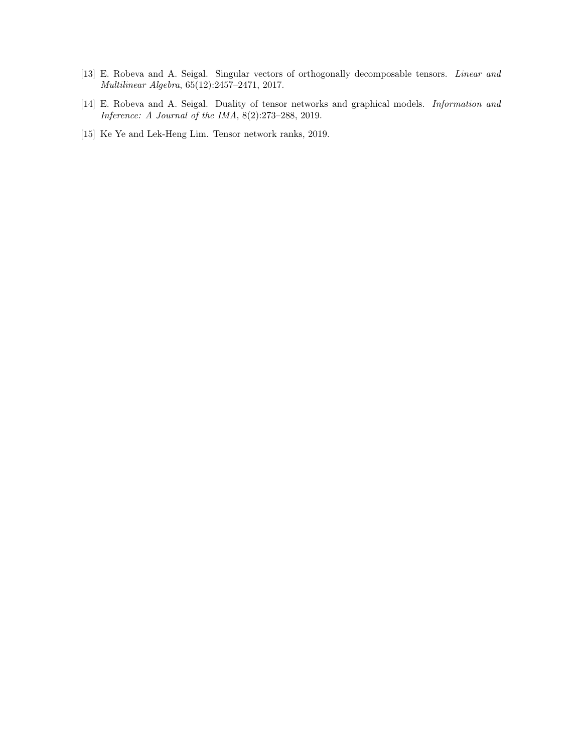[13] E. Robeva and A. Seigal. Singular vectors of orthogonally decomposable tensors. *Linear and Multilinear Algebra*, 65(12):2457–2471, 2017.

[14] E. Robeva and A. Seigal. Duality of tensor networks and graphical models. *Information and Inference: A Journal of the IMA*, 8(2):273–288, 2019.

[15] Ke Ye and Lek-Heng Lim. Tensor network ranks, 2019.